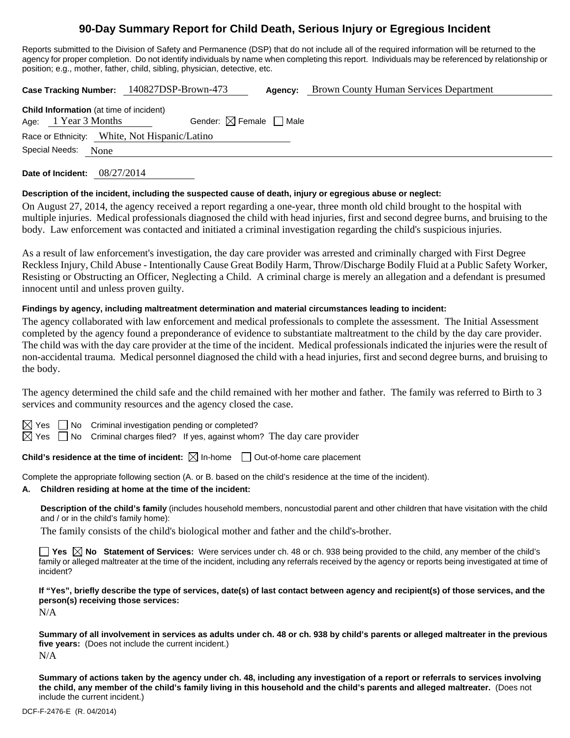# 90-Day Summary Report for Child Death, Serious Injury or Egregious Incident

Reports submitted to the Division of Safety and Permanence (DSP) that do not include all of the required information will be returned to the agency for proper completion. Do not identify individuals by name when completing this report. Individuals may be referenced by relationship or position; e.g., mother, father, child, sibling, physician, detective, etc.

**Case Tracking Number:** 140827DSP-Brown-473 **Agency:** Brown County Human Services Department

**Child Information** (at time of incident)

Age: 1 Year 3 Months Gender: ☒ Female ☐ Male

Race or Ethnicity: White, Not Hispanic/Latino

Special Needs: None

**Date of Incident:** 08/27/2014

**Description of the incident, including the suspected cause of death, injury or egregious abuse or neglect:**

On August 27, 2014, the agency received a report regarding a one-year, three month old child brought to the hospital with multiple injuries. Medical professionals diagnosed the child with head injuries, first and second degree burns, and bruising to the body. Law enforcement was contacted and initiated a criminal investigation regarding the child's suspicious injuries.

As a result of law enforcement's investigation, the day care provider was arrested and criminally charged with First Degree Reckless Injury, Child Abuse - Intentionally Cause Great Bodily Harm, Throw/Discharge Bodily Fluid at a Public Safety Worker, Resisting or Obstructing an Officer, Neglecting a Child. A criminal charge is merely an allegation and a defendant is presumed innocent until and unless proven guilty.

**Findings by agency, including maltreatment determination and material circumstances leading to incident:**

The agency collaborated with law enforcement and medical professionals to complete the assessment. The Initial Assessment completed by the agency found a preponderance of evidence to substantiate maltreatment to the child by the day care provider. The child was with the day care provider at the time of the incident. Medical professionals indicated the injuries were the result of non-accidental trauma. Medical personnel diagnosed the child with a head injuries, first and second degree burns, and bruising to the body.

The agency determined the child safe and the child remained with her mother and father. The family was referred to Birth to 3 services and community resources and the agency closed the case.

☒ Yes ☐ No Criminal investigation pending or completed?

☒ Yes ☐ No Criminal charges filed? If yes, against whom? The day care provider

**Child's residence at the time of incident:** ☒ In-home ☐ Out-of-home care placement

Complete the appropriate following section (A. or B. based on the child's residence at the time of the incident).

**A. Children residing at home at the time of the incident:**

**Description of the child's family** (includes household members, noncustodial parent and other children that have visitation with the child and / or in the child's family home):

The family consists of the child's biological mother and father and the child's-brother.

☐ **Yes** ☒ **No Statement of Services:** Were services under ch. 48 or ch. 938 being provided to the child, any member of the child's family or alleged maltreater at the time of the incident, including any referrals received by the agency or reports being investigated at time of incident?

**If "Yes", briefly describe the type of services, date(s) of last contact between agency and recipient(s) of those services, and the person(s) receiving those services:**

N/A

**Summary of all involvement in services as adults under ch. 48 or ch. 938 by child's parents or alleged maltreater in the previous five years:** (Does not include the current incident.)

N/A

**Summary of actions taken by the agency under ch. 48, including any investigation of a report or referrals to services involving the child, any member of the child's family living in this household and the child's parents and alleged maltreater.** (Does not include the current incident.)

DCF-F-2476-E (R. 04/2014)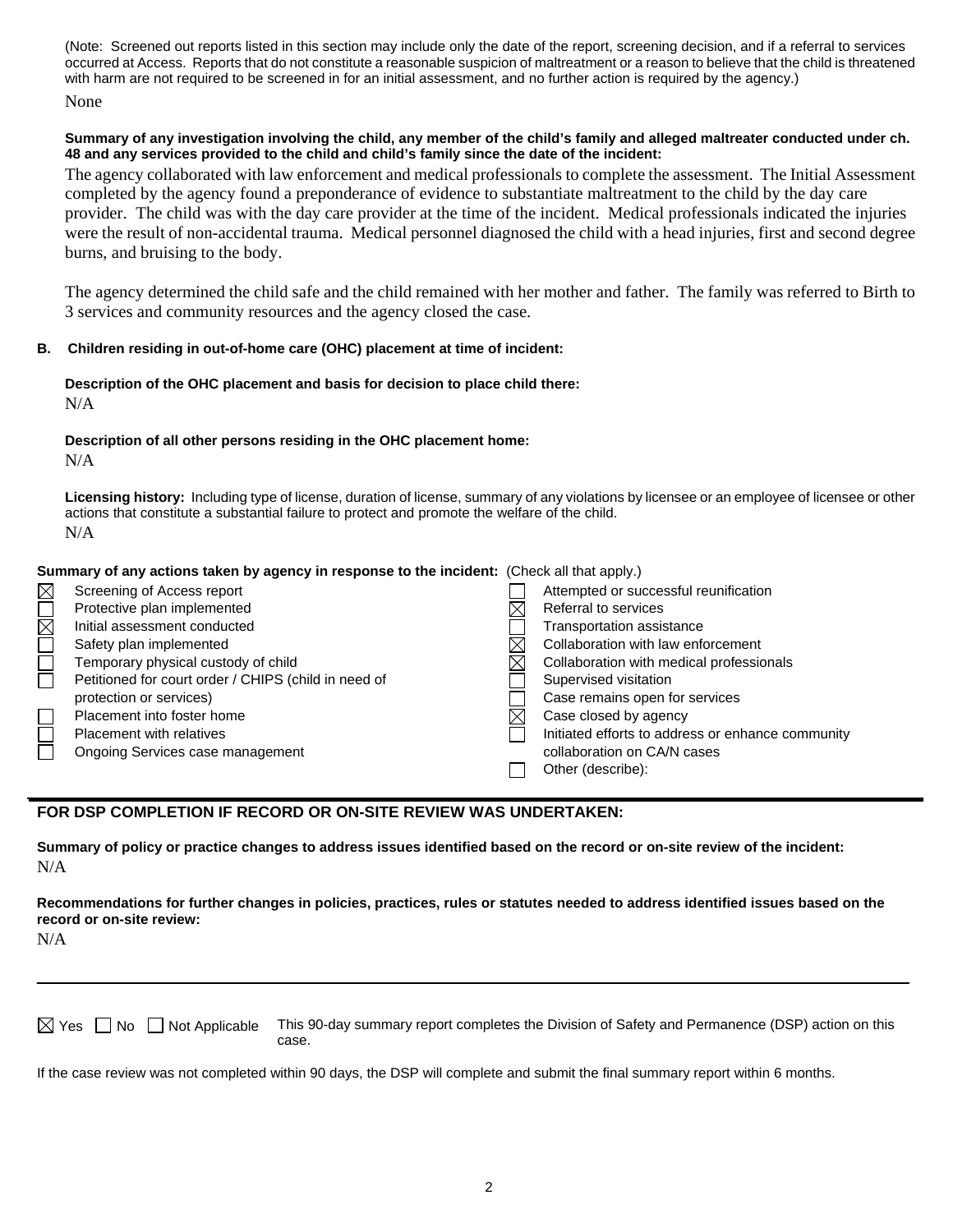(Note: Screened out reports listed in this section may include only the date of the report, screening decision, and if a referral to services occurred at Access. Reports that do not constitute a reasonable suspicion of maltreatment or a reason to believe that the child is threatened with harm are not required to be screened in for an initial assessment, and no further action is required by the agency.)

None

**Summary of any investigation involving the child, any member of the child's family and alleged maltreater conducted under ch. 48 and any services provided to the child and child's family since the date of the incident:**

The agency collaborated with law enforcement and medical professionals to complete the assessment. The Initial Assessment completed by the agency found a preponderance of evidence to substantiate maltreatment to the child by the day care provider. The child was with the day care provider at the time of the incident. Medical professionals indicated the injuries were the result of non-accidental trauma. Medical personnel diagnosed the child with a head injuries, first and second degree burns, and bruising to the body.

The agency determined the child safe and the child remained with her mother and father. The family was referred to Birth to 3 services and community resources and the agency closed the case.

**B. Children residing in out-of-home care (OHC) placement at time of incident:**

**Description of the OHC placement and basis for decision to place child there:**

N/A

**Description of all other persons residing in the OHC placement home:**

N/A

**Licensing history:** Including type of license, duration of license, summary of any violations by licensee or an employee of licensee or other actions that constitute a substantial failure to protect and promote the welfare of the child.

N/A

**Summary of any actions taken by agency in response to the incident:** (Check all that apply.)

- ☒ Screening of Access report
- ☐ Protective plan implemented
- ☒ Initial assessment conducted
- ☐ Safety plan implemented
- ☐ Temporary physical custody of child
- ☐ Petitioned for court order / CHIPS (child in need of protection or services)
- ☐ Placement into foster home
- ☐ Placement with relatives
- ☐ Ongoing Services case management
- ☐ Attempted or successful reunification
- ☒ Referral to services
- ☐ Transportation assistance
- ☒ Collaboration with law enforcement
- ☒ Collaboration with medical professionals
- ☐ Supervised visitation
- ☐ Case remains open for services
- ☒ Case closed by agency
- ☐ Initiated efforts to address or enhance community collaboration on CA/N cases
- ☐ Other (describe):

## FOR DSP COMPLETION IF RECORD OR ON-SITE REVIEW WAS UNDERTAKEN:

**Summary of policy or practice changes to address issues identified based on the record or on-site review of the incident:**

N/A

**Recommendations for further changes in policies, practices, rules or statutes needed to address identified issues based on the record or on-site review:**

N/A

☒ Yes ☐ No ☐ Not Applicable This 90-day summary report completes the Division of Safety and Permanence (DSP) action on this case.

If the case review was not completed within 90 days, the DSP will complete and submit the final summary report within 6 months.